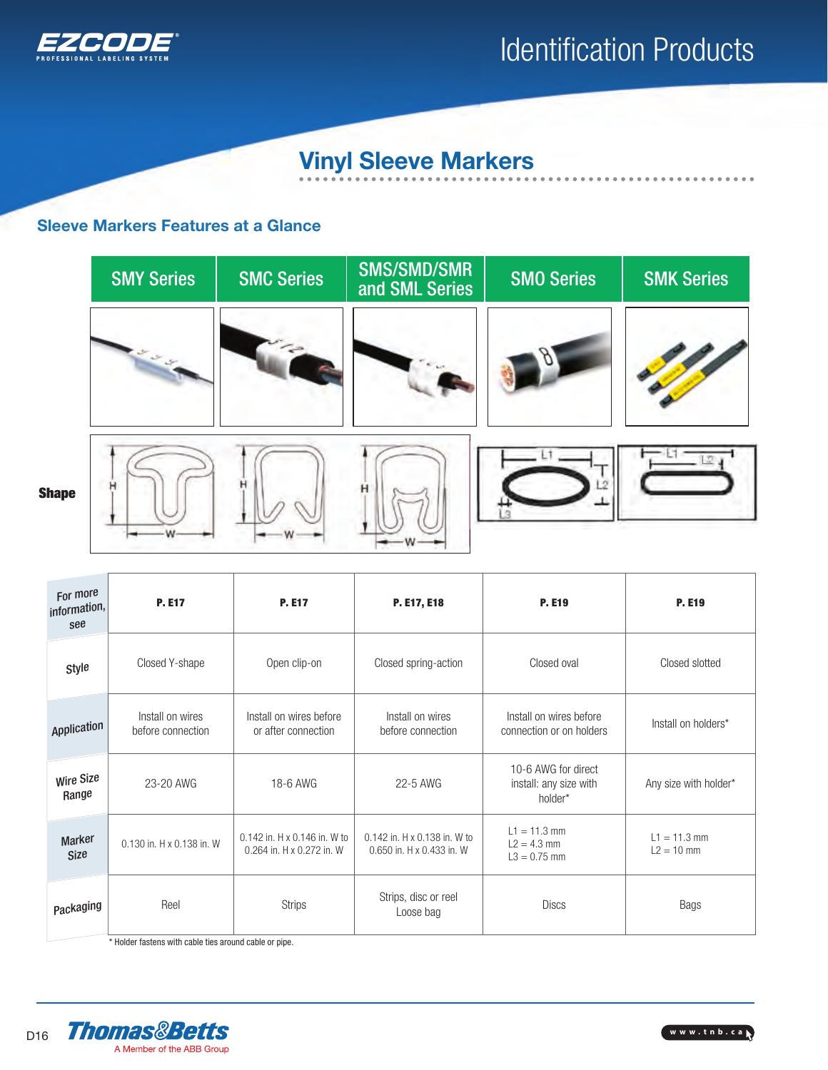# Identification Products

## Vinyl Sleeve Markers

### Sleeve Markers Features at a Glance

| | SMY Series | SMC Series | SMS/SMD/SMR and SML Series | SMO Series | SMK Series |
|---|---|---|---|---|---|
| For more information, see | P. E17 | P. E17 | P. E17, E18 | P. E19 | P. E19 |
| Style | Closed Y-shape | Open clip-on | Closed spring-action | Closed oval | Closed slotted |
| Application | Install on wires before connection | Install on wires before or after connection | Install on wires before connection | Install on wires before connection or on holders | Install on holders* |
| Wire Size Range | 23-20 AWG | 18-6 AWG | 22-5 AWG | 10-6 AWG for direct install: any size with holder* | Any size with holder* |
| Marker Size | 0.130 in. H x 0.138 in. W | 0.142 in. H x 0.146 in. W to 0.264 in. H x 0.272 in. W | 0.142 in. H x 0.138 in. W to 0.650 in. H x 0.433 in. W | L1 = 11.3 mm<br>L2 = 4.3 mm<br>L3 = 0.75 mm | L1 = 11.3 mm<br>L2 = 10 mm |
| Packaging | Reel | Strips | Strips, disc or reel<br>Loose bag | Discs | Bags |

\* Holder fastens with cable ties around cable or pipe.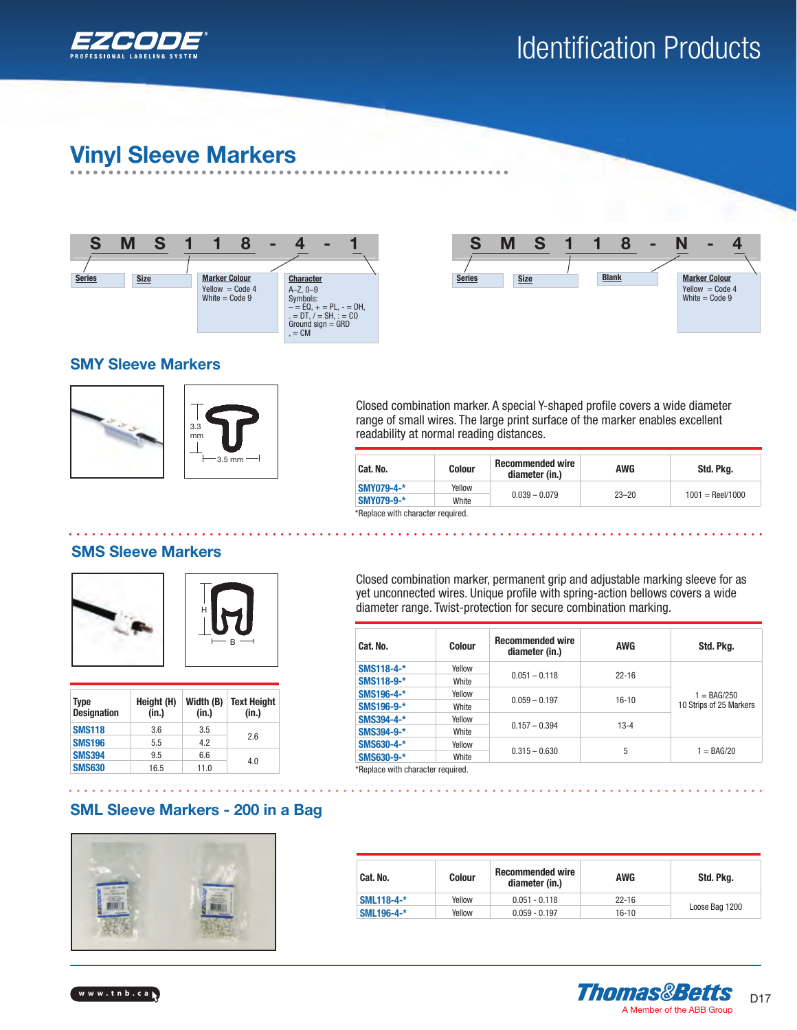# Vinyl Sleeve Markers

**S M S 1 1 8 - 4 - 1**

| Series | Size | Marker Colour | Character |
|---|---|---|---|
| | | Yellow = Code 4<br>White = Code 9 | A–Z, 0–9<br>Symbols:<br>− = EQ, + = PL, - = DH,<br>. = DT, / = SH, : = CO<br>Ground sign = GRD<br>, = CM |

**S M S 1 1 8 - N - 4**

| Series | Size | Blank | Marker Colour |
|---|---|---|---|
| | | | Yellow = Code 4<br>White = Code 9 |

## SMY Sleeve Markers

3.3 mm

3.5 mm

Closed combination marker. A special Y-shaped profile covers a wide diameter range of small wires. The large print surface of the marker enables excellent readability at normal reading distances.

| Cat. No. | Colour | Recommended wire diameter (in.) | AWG | Std. Pkg. |
|---|---|---|---|---|
| SMY079-4-* | Yellow | 0.039 – 0.079 | 23–20 | 1001 = Reel/1000 |
| SMY079-9-* | White | | | |

*Replace with character required.

## SMS Sleeve Markers

H

B

Closed combination marker, permanent grip and adjustable marking sleeve for as yet unconnected wires. Unique profile with spring-action bellows covers a wide diameter range. Twist-protection for secure combination marking.

| Type Designation | Height (H) (in.) | Width (B) (in.) | Text Height (in.) |
|---|---|---|---|
| SMS118 | 3.6 | 3.5 | 2.6 |
| SMS196 | 5.5 | 4.2 | |
| SMS394 | 9.5 | 6.6 | 4.0 |
| SMS630 | 16.5 | 11.0 | |

| Cat. No. | Colour | Recommended wire diameter (in.) | AWG | Std. Pkg. |
|---|---|---|---|---|
| SMS118-4-* | Yellow | 0.051 – 0.118 | 22-16 | 1 = BAG/250<br>10 Strips of 25 Markers |
| SMS118-9-* | White | | | |
| SMS196-4-* | Yellow | 0.059 – 0.197 | 16-10 | |
| SMS196-9-* | White | | | |
| SMS394-4-* | Yellow | 0.157 – 0.394 | 13-4 | |
| SMS394-9-* | White | | | |
| SMS630-4-* | Yellow | 0.315 – 0.630 | 5 | 1 = BAG/20 |
| SMS630-9-* | White | | | |

*Replace with character required.

## SML Sleeve Markers - 200 in a Bag

| Cat. No. | Colour | Recommended wire diameter (in.) | AWG | Std. Pkg. |
|---|---|---|---|---|
| SML118-4-* | Yellow | 0.051 - 0.118 | 22-16 | Loose Bag 1200 |
| SML196-4-* | Yellow | 0.059 - 0.197 | 16-10 | |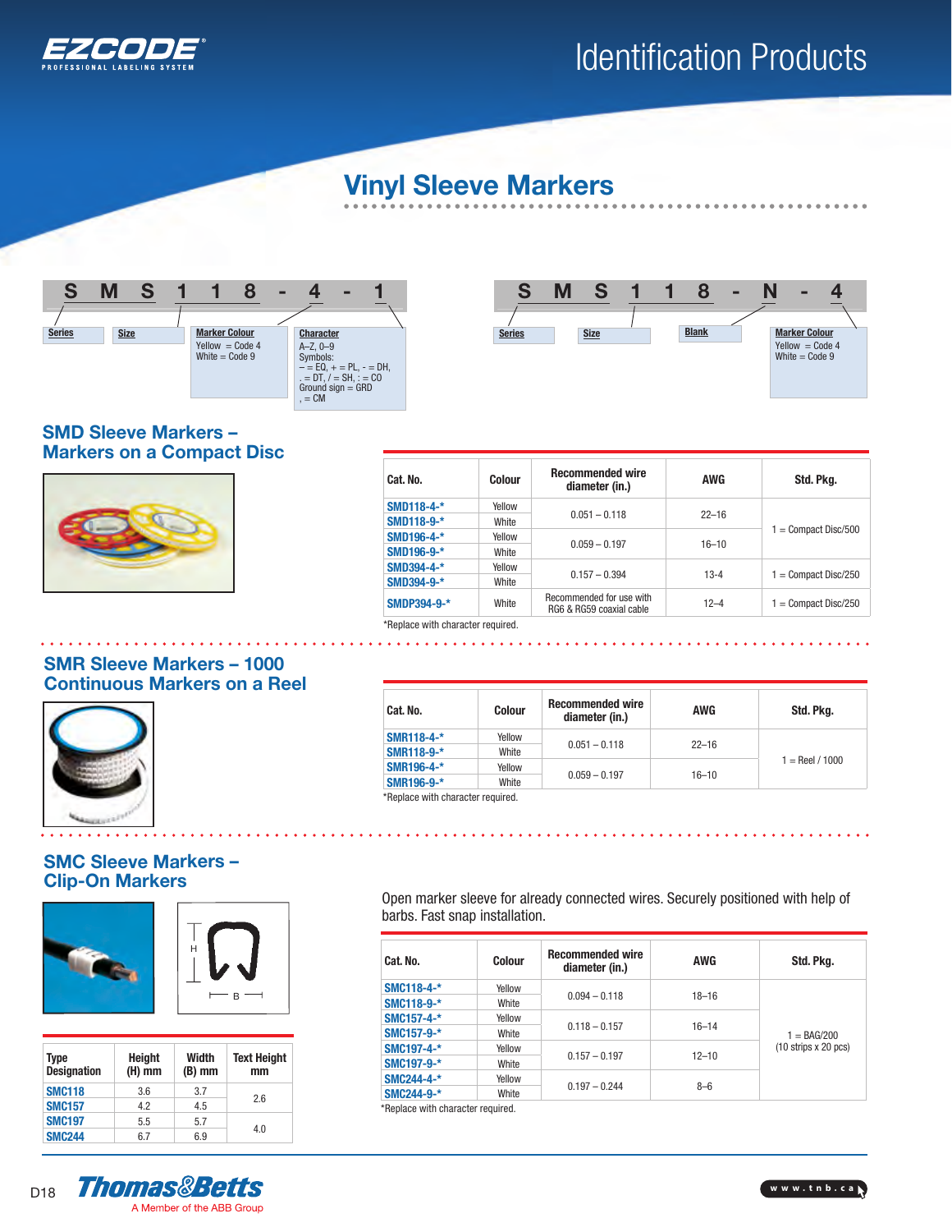# Identification Products

## Vinyl Sleeve Markers

S M S 1 1 8 - 4 - 1

| Series | Size | Marker Colour | Character |
|---|---|---|---|
| | | Yellow = Code 4<br>White = Code 9 | A–Z, 0–9<br>Symbols:<br>– = EQ, + = PL, - = DH,<br>. = DT, / = SH, : = CO<br>Ground sign = GRD<br>, = CM |

S M S 1 1 8 - N - 4

| Series | Size | Blank | Marker Colour |
|---|---|---|---|
| | | | Yellow = Code 4<br>White = Code 9 |

### SMD Sleeve Markers – Markers on a Compact Disc

| Cat. No. | Colour | Recommended wire diameter (in.) | AWG | Std. Pkg. |
|---|---|---|---|---|
| SMD118-4-* | Yellow | 0.051 – 0.118 | 22–16 | 1 = Compact Disc/500 |
| SMD118-9-* | White | | | |
| SMD196-4-* | Yellow | 0.059 – 0.197 | 16–10 | |
| SMD196-9-* | White | | | |
| SMD394-4-* | Yellow | 0.157 – 0.394 | 13-4 | 1 = Compact Disc/250 |
| SMD394-9-* | White | | | |
| SMDP394-9-* | White | Recommended for use with RG6 & RG59 coaxial cable | 12–4 | 1 = Compact Disc/250 |

*Replace with character required.

### SMR Sleeve Markers – 1000 Continuous Markers on a Reel

| Cat. No. | Colour | Recommended wire diameter (in.) | AWG | Std. Pkg. |
|---|---|---|---|---|
| SMR118-4-* | Yellow | 0.051 – 0.118 | 22–16 | 1 = Reel / 1000 |
| SMR118-9-* | White | | | |
| SMR196-4-* | Yellow | 0.059 – 0.197 | 16–10 | |
| SMR196-9-* | White | | | |

*Replace with character required.

### SMC Sleeve Markers – Clip-On Markers

| Type Designation | Height (H) mm | Width (B) mm | Text Height mm |
|---|---|---|---|
| SMC118 | 3.6 | 3.7 | 2.6 |
| SMC157 | 4.2 | 4.5 | |
| SMC197 | 5.5 | 5.7 | 4.0 |
| SMC244 | 6.7 | 6.9 | |

Open marker sleeve for already connected wires. Securely positioned with help of barbs. Fast snap installation.

| Cat. No. | Colour | Recommended wire diameter (in.) | AWG | Std. Pkg. |
|---|---|---|---|---|
| SMC118-4-* | Yellow | 0.094 – 0.118 | 18–16 | 1 = BAG/200 (10 strips x 20 pcs) |
| SMC118-9-* | White | | | |
| SMC157-4-* | Yellow | 0.118 – 0.157 | 16–14 | |
| SMC157-9-* | White | | | |
| SMC197-4-* | Yellow | 0.157 – 0.197 | 12–10 | |
| SMC197-9-* | White | | | |
| SMC244-4-* | Yellow | 0.197 – 0.244 | 8–6 | |
| SMC244-9-* | White | | | |

*Replace with character required.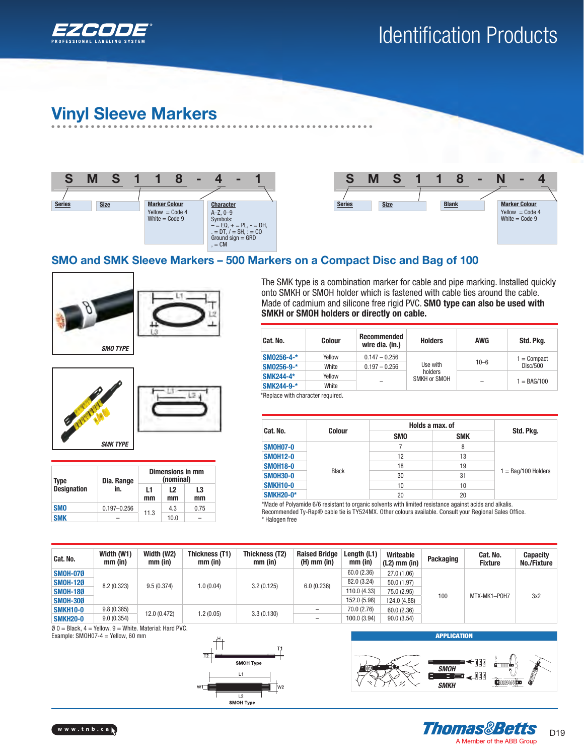# Vinyl Sleeve Markers

S M S 1 1 8 - 4 - 1

- **Series**
- **Size**
- **Marker Colour**: Yellow = Code 4, White = Code 9
- **Character**: A–Z, 0–9. Symbols: – = EQ, + = PL, - = DH, . = DT, / = SH, : = CO, Ground sign = GRD, , = CM

S M S 1 1 8 - N - 4

- **Series**
- **Size**
- **Blank**
- **Marker Colour**: Yellow = Code 4, White = Code 9

## SMO and SMK Sleeve Markers – 500 Markers on a Compact Disc and Bag of 100

SMO TYPE

SMK TYPE

The SMK type is a combination marker for cable and pipe marking. Installed quickly onto SMKH or SMOH holder which is fastened with cable ties around the cable. Made of cadmium and silicone free rigid PVC. **SMO type can also be used with SMKH or SMOH holders or directly on cable.**

| Cat. No. | Colour | Recommended wire dia. (in.) | Holders | AWG | Std. Pkg. |
|---|---|---|---|---|---|
| SM0256-4-* | Yellow | 0.147 – 0.256 | Use with holders SMKH or SMOH | 10–6 | 1 = Compact Disc/500 |
| SM0256-9-* | White | 0.197 – 0.256 | | | |
| SMK244-4* | Yellow | – | | – | 1 = BAG/100 |
| SMK244-9-* | White | | | | |

*Replace with character required.

| Type Designation | Dia. Range in. | Dimensions in mm (nominal) | | |
|---|---|---|---|---|
| | | L1 mm | L2 mm | L3 mm |
| SMO | 0.197–0.256 | 11.3 | 4.3 | 0.75 |
| SMK | – | | 10.0 | – |

| Cat. No. | Colour | Holds a max. of | | Std. Pkg. |
|---|---|---|---|---|
| | | SMO | SMK | |
| SMOH07-0 | Black | 7 | 8 | 1 = Bag/100 Holders |
| SMOH12-0 | | 12 | 13 | |
| SMOH18-0 | | 18 | 19 | |
| SMOH30-0 | | 30 | 31 | |
| SMKH10-0 | | 10 | 10 | |
| SMKH20-0* | | 20 | 20 | |

*Made of Polyamide 6/6 resistant to organic solvents with limited resistance against acids and alkalis. Recommended Ty-Rap® cable tie is TY524MX. Other colours available. Consult your Regional Sales Office.
* Halogen free

| Cat. No. | Width (W1) mm (in) | Width (W2) mm (in) | Thickness (T1) mm (in) | Thickness (T2) mm (in) | Raised Bridge (H) mm (in) | Length (L1) mm (in) | Writeable (L2) mm (in) | Packaging | Cat. No. Fixture | Capacity No./Fixture |
|---|---|---|---|---|---|---|---|---|---|---|
| SMOH-070 | 8.2 (0.323) | 9.5 (0.374) | 1.0 (0.04) | 3.2 (0.125) | 6.0 (0.236) | 60.0 (2.36) | 27.0 (1.06) | 100 | MTX-MK1–POH7 | 3x2 |
| SMOH-120 | | | | | | 82.0 (3.24) | 50.0 (1.97) | | | |
| SMOH-180 | | | | | | 110.0 (4.33) | 75.0 (2.95) | | | |
| SMOH-300 | | | | | | 152.0 (5.98) | 124.0 (4.88) | | | |
| SMKH10-0 | 9.8 (0.385) | 12.0 (0.472) | 1.2 (0.05) | 3.3 (0.130) | – | 70.0 (2.76) | 60.0 (2.36) | | | |
| SMKH20-0 | 9.0 (0.354) | | | | – | 100.0 (3.94) | 90.0 (3.54) | | | |

Ø 0 = Black, 4 = Yellow, 9 = White. Material: Hard PVC.
Example: SMOH07-4 = Yellow, 60 mm

SMOH Type

SMOH Type

**APPLICATION**

SMOH

SMKH